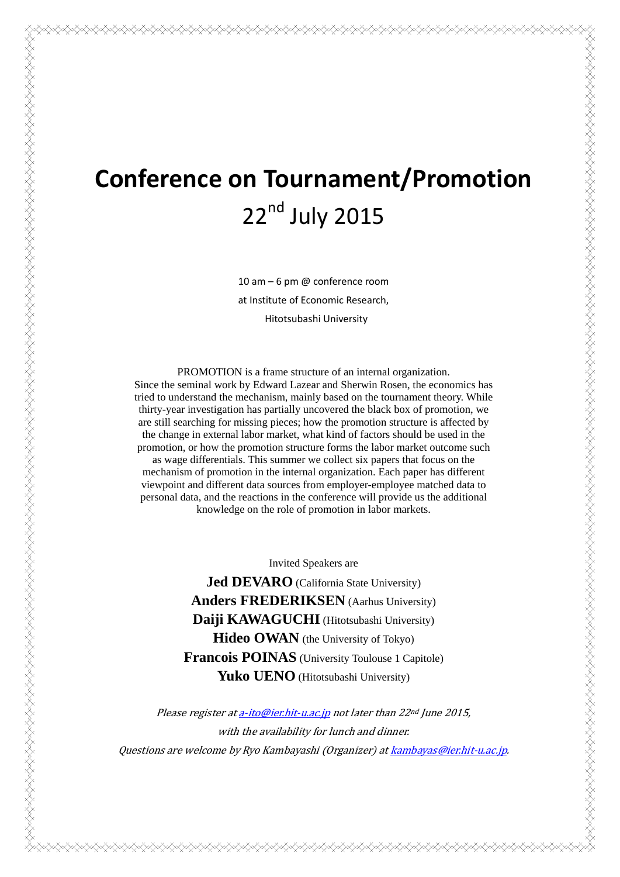# Conference on Tournament/Promotion

## 22nd July 2015

10 am – 6 pm @ conference room

at Institute of Economic Research,

Hitotsubashi University

PROMOTION is a frame structure of an internal organization. Since the seminal work by Edward Lazear and Sherwin Rosen, the economics has tried to understand the mechanism, mainly based on the tournament theory. While thirty-year investigation has partially uncovered the black box of promotion, we are still searching for missing pieces; how the promotion structure is affected by the change in external labor market, what kind of factors should be used in the promotion, or how the promotion structure forms the labor market outcome such as wage differentials. This summer we collect six papers that focus on the mechanism of promotion in the internal organization. Each paper has different viewpoint and different data sources from employer-employee matched data to personal data, and the reactions in the conference will provide us the additional knowledge on the role of promotion in labor markets.

Invited Speakers are

**Jed DEVARO** (California State University)

**Anders FREDERIKSEN** (Aarhus University)

**Daiji KAWAGUCHI** (Hitotsubashi University)

**Hideo OWAN** (the University of Tokyo)

**Francois POINAS** (University Toulouse 1 Capitole)

**Yuko UENO** (Hitotsubashi University)

*Please register at a-ito@ier.hit-u.ac.jp not later than 22nd June 2015, with the availability for lunch and dinner.*

*Questions are welcome by Ryo Kambayashi (Organizer) at kambayas@ier.hit-u.ac.jp.*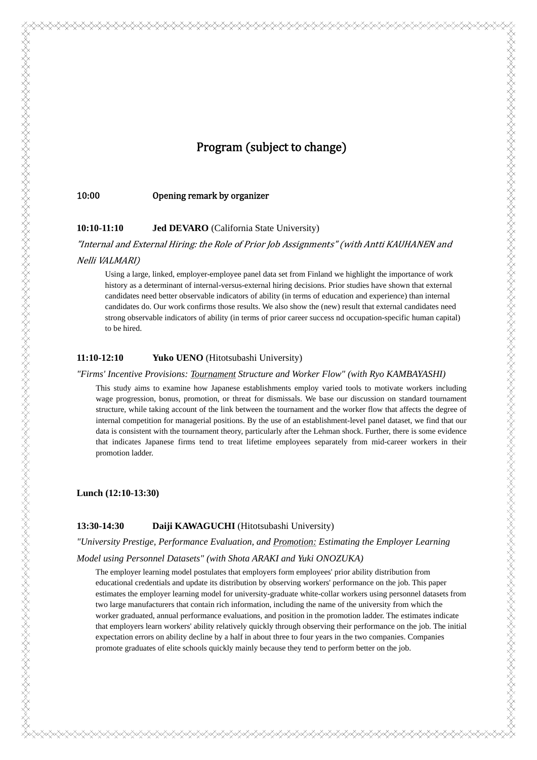# Program (subject to change)

**10:00** **Opening remark by organizer**

**10:10-11:10** **Jed DEVARO** (California State University)

*"Internal and External Hiring: the Role of Prior Job Assignments" (with Antti KAUHANEN and Nelli VALMARI)*

Using a large, linked, employer-employee panel data set from Finland we highlight the importance of work history as a determinant of internal-versus-external hiring decisions. Prior studies have shown that external candidates need better observable indicators of ability (in terms of education and experience) than internal candidates do. Our work confirms those results. We also show the (new) result that external candidates need strong observable indicators of ability (in terms of prior career success nd occupation-specific human capital) to be hired.

**11:10-12:10** **Yuko UENO** (Hitotsubashi University)

*"Firms' Incentive Provisions: Tournament Structure and Worker Flow" (with Ryo KAMBAYASHI)*

This study aims to examine how Japanese establishments employ varied tools to motivate workers including wage progression, bonus, promotion, or threat for dismissals. We base our discussion on standard tournament structure, while taking account of the link between the tournament and the worker flow that affects the degree of internal competition for managerial positions. By the use of an establishment-level panel dataset, we find that our data is consistent with the tournament theory, particularly after the Lehman shock. Further, there is some evidence that indicates Japanese firms tend to treat lifetime employees separately from mid-career workers in their promotion ladder.

**Lunch (12:10-13:30)**

**13:30-14:30** **Daiji KAWAGUCHI** (Hitotsubashi University)

*"University Prestige, Performance Evaluation, and Promotion: Estimating the Employer Learning Model using Personnel Datasets" (with Shota ARAKI and Yuki ONOZUKA)*

The employer learning model postulates that employers form employees' prior ability distribution from educational credentials and update its distribution by observing workers' performance on the job. This paper estimates the employer learning model for university-graduate white-collar workers using personnel datasets from two large manufacturers that contain rich information, including the name of the university from which the worker graduated, annual performance evaluations, and position in the promotion ladder. The estimates indicate that employers learn workers' ability relatively quickly through observing their performance on the job. The initial expectation errors on ability decline by a half in about three to four years in the two companies. Companies promote graduates of elite schools quickly mainly because they tend to perform better on the job.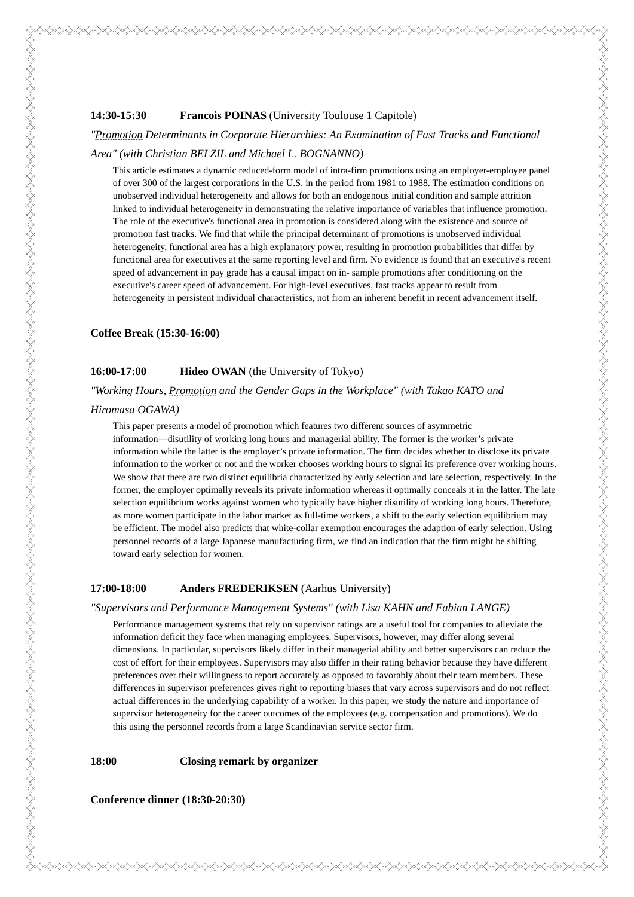**14:30-15:30** **Francois POINAS** (University Toulouse 1 Capitole)

*"Promotion Determinants in Corporate Hierarchies: An Examination of Fast Tracks and Functional Area" (with Christian BELZIL and Michael L. BOGNANNO)*

This article estimates a dynamic reduced-form model of intra-firm promotions using an employer-employee panel of over 300 of the largest corporations in the U.S. in the period from 1981 to 1988. The estimation conditions on unobserved individual heterogeneity and allows for both an endogenous initial condition and sample attrition linked to individual heterogeneity in demonstrating the relative importance of variables that influence promotion. The role of the executive's functional area in promotion is considered along with the existence and source of promotion fast tracks. We find that while the principal determinant of promotions is unobserved individual heterogeneity, functional area has a high explanatory power, resulting in promotion probabilities that differ by functional area for executives at the same reporting level and firm. No evidence is found that an executive's recent speed of advancement in pay grade has a causal impact on in- sample promotions after conditioning on the executive's career speed of advancement. For high-level executives, fast tracks appear to result from heterogeneity in persistent individual characteristics, not from an inherent benefit in recent advancement itself.

**Coffee Break (15:30-16:00)**

**16:00-17:00** **Hideo OWAN** (the University of Tokyo)

*"Working Hours, Promotion and the Gender Gaps in the Workplace" (with Takao KATO and Hiromasa OGAWA)*

This paper presents a model of promotion which features two different sources of asymmetric information—disutility of working long hours and managerial ability. The former is the worker's private information while the latter is the employer's private information. The firm decides whether to disclose its private information to the worker or not and the worker chooses working hours to signal its preference over working hours. We show that there are two distinct equilibria characterized by early selection and late selection, respectively. In the former, the employer optimally reveals its private information whereas it optimally conceals it in the latter. The late selection equilibrium works against women who typically have higher disutility of working long hours. Therefore, as more women participate in the labor market as full-time workers, a shift to the early selection equilibrium may be efficient. The model also predicts that white-collar exemption encourages the adaption of early selection. Using personnel records of a large Japanese manufacturing firm, we find an indication that the firm might be shifting toward early selection for women.

**17:00-18:00** **Anders FREDERIKSEN** (Aarhus University)

*"Supervisors and Performance Management Systems" (with Lisa KAHN and Fabian LANGE)*

Performance management systems that rely on supervisor ratings are a useful tool for companies to alleviate the information deficit they face when managing employees. Supervisors, however, may differ along several dimensions. In particular, supervisors likely differ in their managerial ability and better supervisors can reduce the cost of effort for their employees. Supervisors may also differ in their rating behavior because they have different preferences over their willingness to report accurately as opposed to favorably about their team members. These differences in supervisor preferences gives right to reporting biases that vary across supervisors and do not reflect actual differences in the underlying capability of a worker. In this paper, we study the nature and importance of supervisor heterogeneity for the career outcomes of the employees (e.g. compensation and promotions). We do this using the personnel records from a large Scandinavian service sector firm.

**18:00** **Closing remark by organizer**

**Conference dinner (18:30-20:30)**